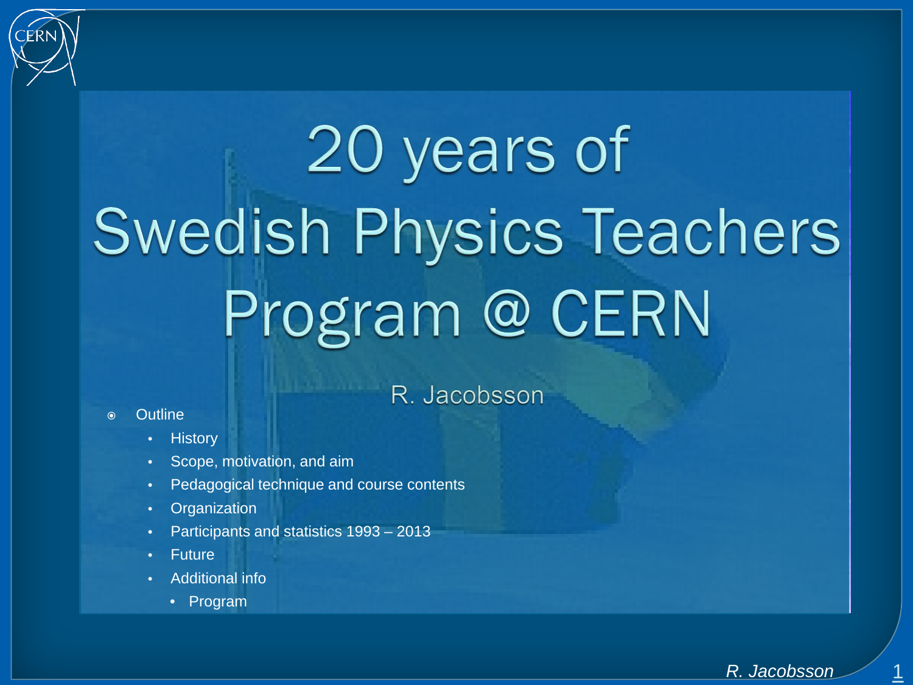# 20 years of Swedish Physics Teachers Program @ CERN

R. Jacobsson

- Outline
  - History
  - Scope, motivation, and aim
  - Pedagogical technique and course contents
  - Organization
  - Participants and statistics 1993 – 2013
  - Future
  - Additional info
    - Program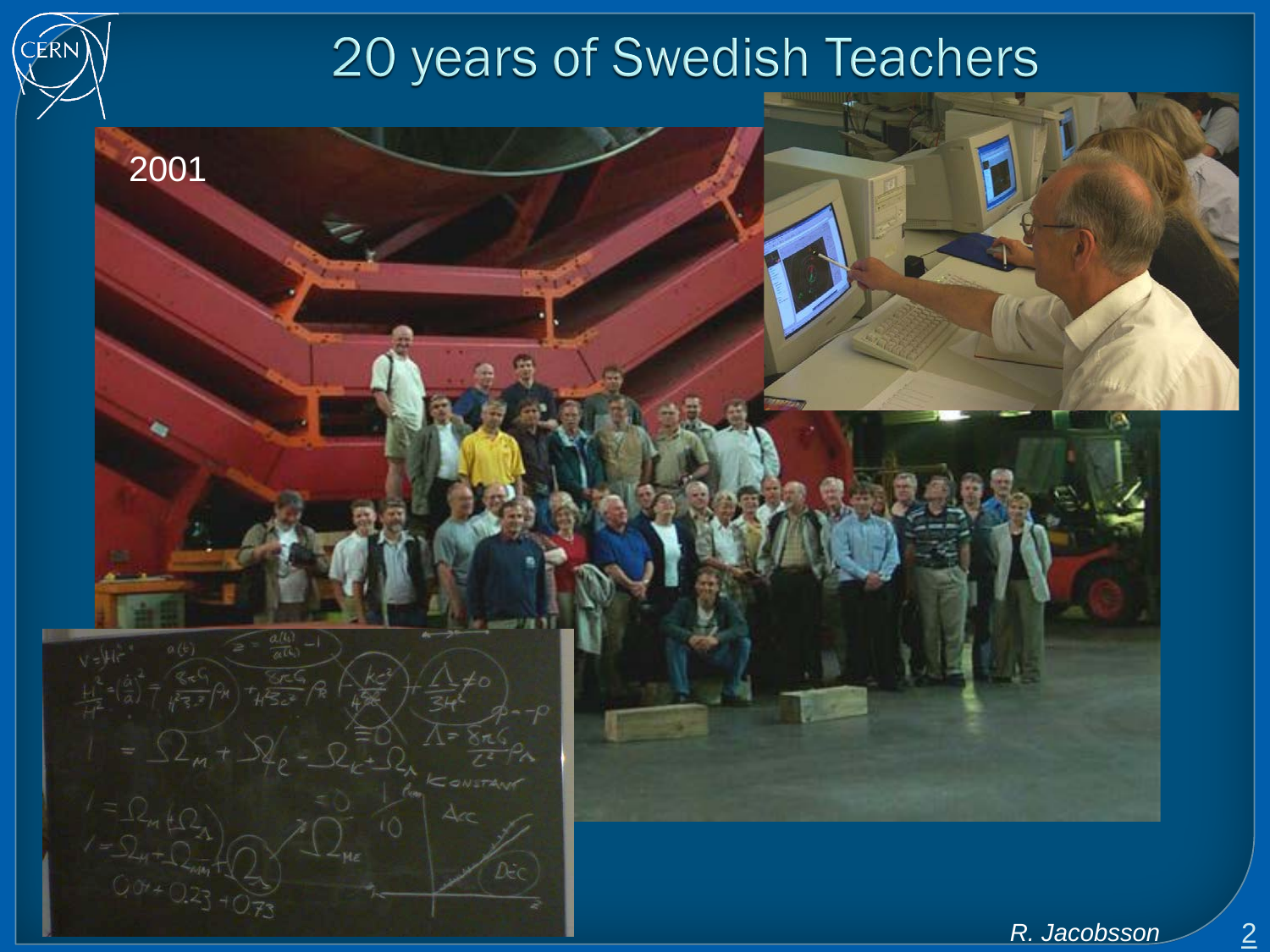# 20 years of Swedish Teachers

2001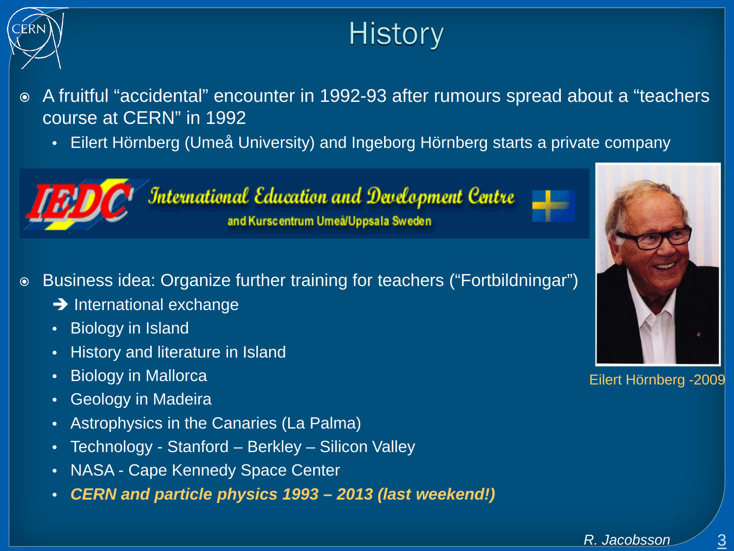# History

- A fruitful "accidental" encounter in 1992-93 after rumours spread about a "teachers course at CERN" in 1992
  - Eilert Hörnberg (Umeå University) and Ingeborg Hörnberg starts a private company

IEDC International Education and Development Centre
and Kurscentrum Umeå/Uppsala Sweden

- Business idea: Organize further training for teachers ("Fortbildningar")
  - ➔ International exchange
  - Biology in Island
  - History and literature in Island
  - Biology in Mallorca
  - Geology in Madeira
  - Astrophysics in the Canaries (La Palma)
  - Technology - Stanford – Berkley – Silicon Valley
  - NASA - Cape Kennedy Space Center
  - ***CERN and particle physics 1993 – 2013 (last weekend!)***

Eilert Hörnberg -2009

*R. Jacobsson*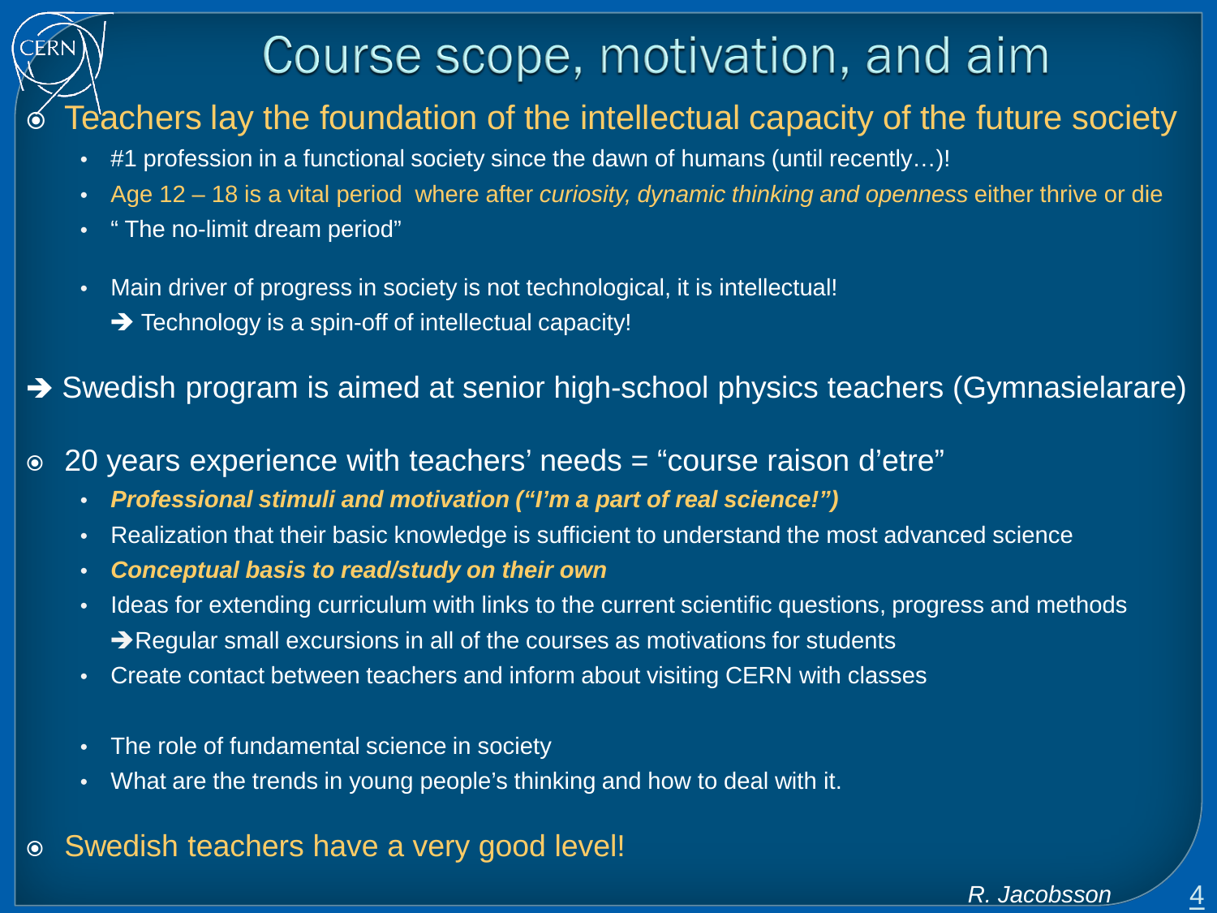# Course scope, motivation, and aim

- Teachers lay the foundation of the intellectual capacity of the future society
  - #1 profession in a functional society since the dawn of humans (until recently…)!
  - Age 12 – 18 is a vital period where after *curiosity, dynamic thinking and openness* either thrive or die
  - " The no-limit dream period"

  - Main driver of progress in society is not technological, it is intellectual!
    ➔ Technology is a spin-off of intellectual capacity!

➔ Swedish program is aimed at senior high-school physics teachers (Gymnasielarare)

- 20 years experience with teachers' needs = "course raison d'etre"
  - ***Professional stimuli and motivation ("I'm a part of real science!")***
  - Realization that their basic knowledge is sufficient to understand the most advanced science
  - ***Conceptual basis to read/study on their own***
  - Ideas for extending curriculum with links to the current scientific questions, progress and methods
    ➔Regular small excursions in all of the courses as motivations for students
  - Create contact between teachers and inform about visiting CERN with classes

  - The role of fundamental science in society
  - What are the trends in young people's thinking and how to deal with it.

- Swedish teachers have a very good level!

*R. Jacobsson*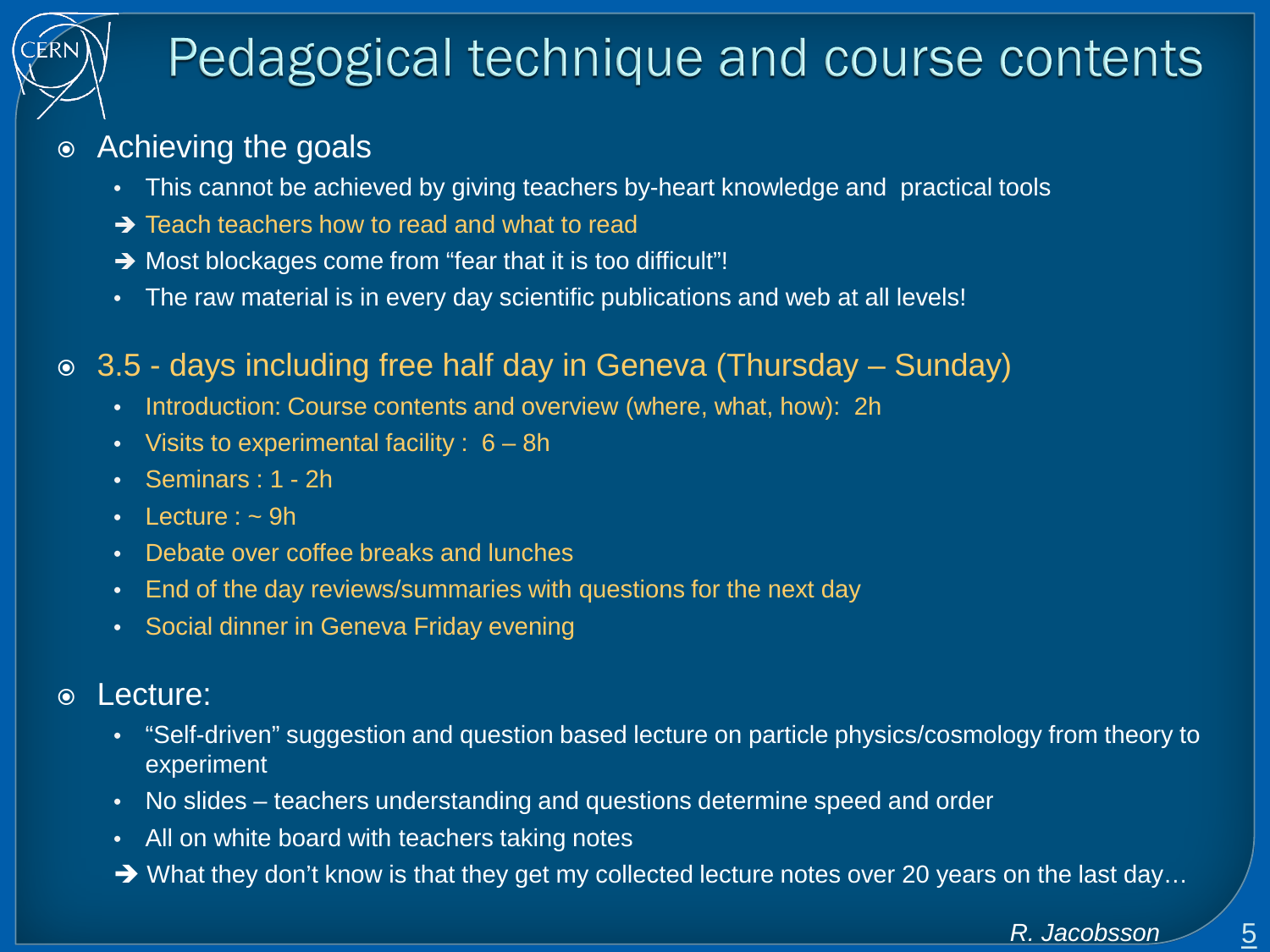# Pedagogical technique and course contents

- Achieving the goals
  - This cannot be achieved by giving teachers by-heart knowledge and practical tools
  - ➔ Teach teachers how to read and what to read
  - ➔ Most blockages come from "fear that it is too difficult"!
  - The raw material is in every day scientific publications and web at all levels!

- 3.5 - days including free half day in Geneva (Thursday – Sunday)
  - Introduction: Course contents and overview (where, what, how): 2h
  - Visits to experimental facility : 6 – 8h
  - Seminars : 1 - 2h
  - Lecture : ~ 9h
  - Debate over coffee breaks and lunches
  - End of the day reviews/summaries with questions for the next day
  - Social dinner in Geneva Friday evening

- Lecture:
  - "Self-driven" suggestion and question based lecture on particle physics/cosmology from theory to experiment
  - No slides – teachers understanding and questions determine speed and order
  - All on white board with teachers taking notes
  - ➔ What they don't know is that they get my collected lecture notes over 20 years on the last day…

*R. Jacobsson*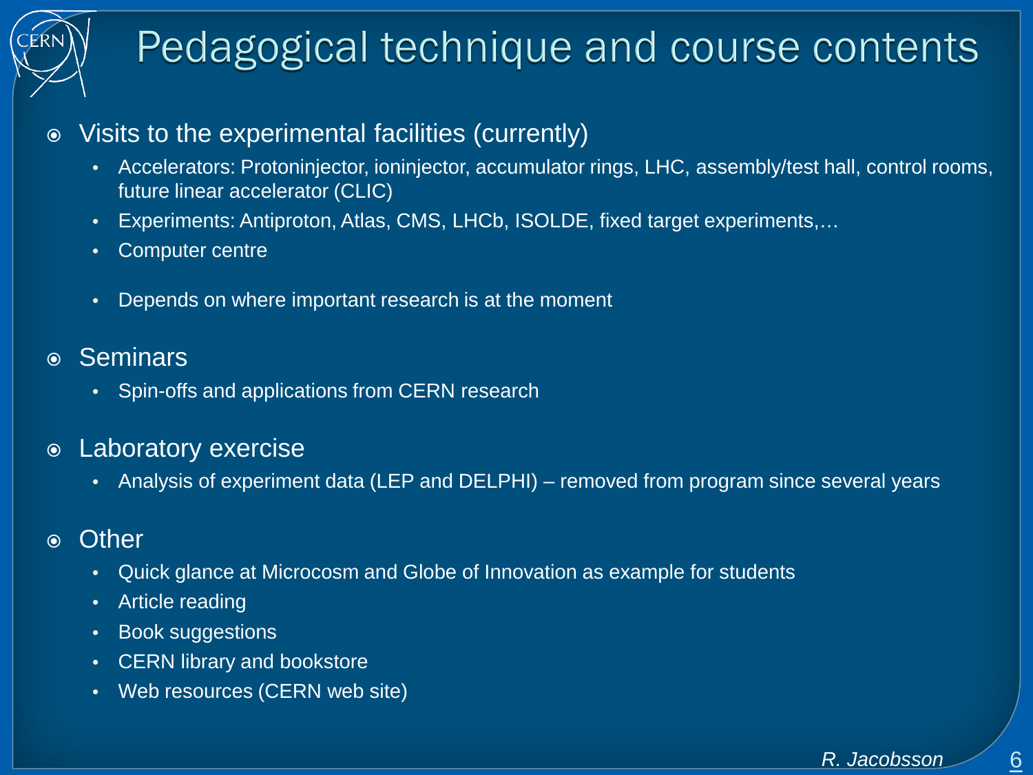# Pedagogical technique and course contents

- Visits to the experimental facilities (currently)
  - Accelerators: Protoninjector, ioninjector, accumulator rings, LHC, assembly/test hall, control rooms, future linear accelerator (CLIC)
  - Experiments: Antiproton, Atlas, CMS, LHCb, ISOLDE, fixed target experiments,…
  - Computer centre
  - Depends on where important research is at the moment
- Seminars
  - Spin-offs and applications from CERN research
- Laboratory exercise
  - Analysis of experiment data (LEP and DELPHI) – removed from program since several years
- Other
  - Quick glance at Microcosm and Globe of Innovation as example for students
  - Article reading
  - Book suggestions
  - CERN library and bookstore
  - Web resources (CERN web site)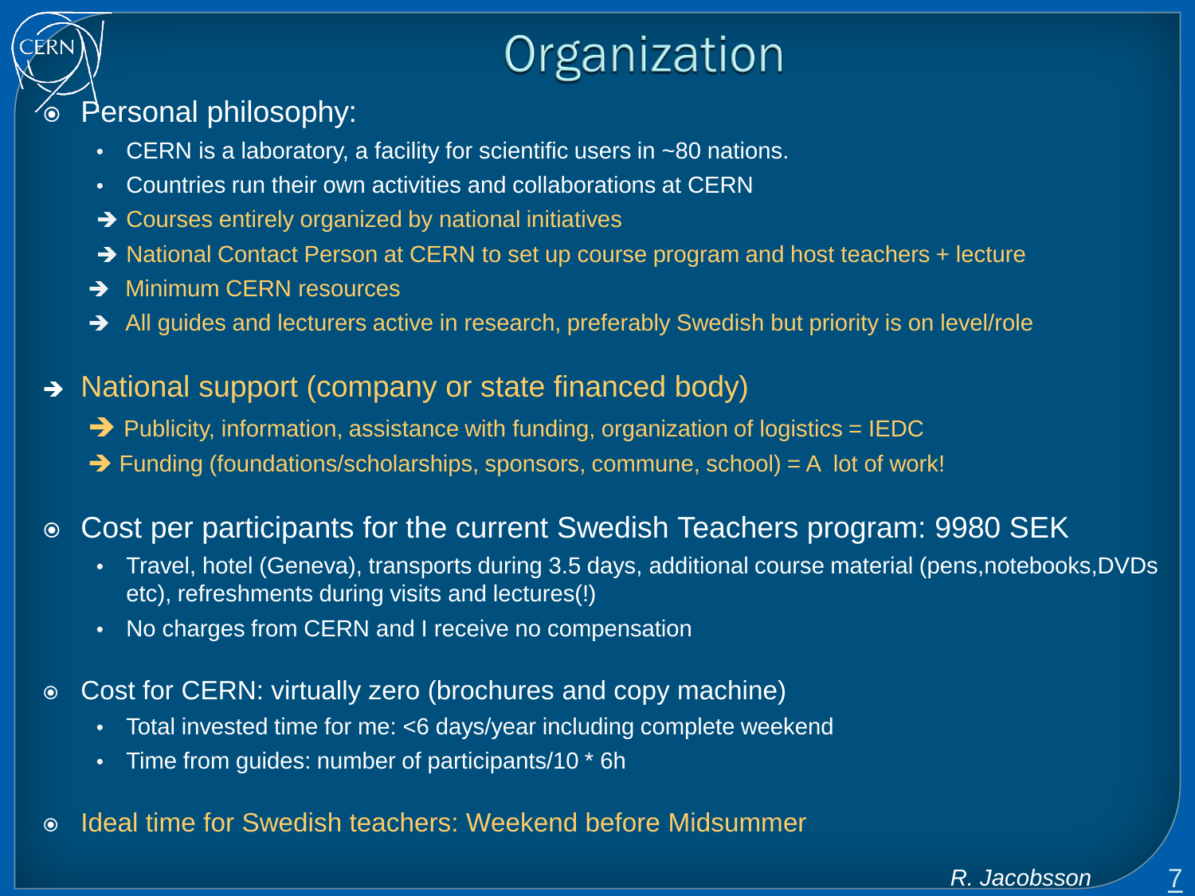# Organization

- Personal philosophy:
  - CERN is a laboratory, a facility for scientific users in ~80 nations.
  - Countries run their own activities and collaborations at CERN
  - ➔ Courses entirely organized by national initiatives
  - ➔ National Contact Person at CERN to set up course program and host teachers + lecture
  - ➔ Minimum CERN resources
  - ➔ All guides and lecturers active in research, preferably Swedish but priority is on level/role
- ➔ National support (company or state financed body)
  - ➔ Publicity, information, assistance with funding, organization of logistics = IEDC
  - ➔ Funding (foundations/scholarships, sponsors, commune, school) = A lot of work!
- Cost per participants for the current Swedish Teachers program: 9980 SEK
  - Travel, hotel (Geneva), transports during 3.5 days, additional course material (pens,notebooks,DVDs etc), refreshments during visits and lectures(!)
  - No charges from CERN and I receive no compensation
- Cost for CERN: virtually zero (brochures and copy machine)
  - Total invested time for me: <6 days/year including complete weekend
  - Time from guides: number of participants/10 * 6h
- Ideal time for Swedish teachers: Weekend before Midsummer

*R. Jacobsson*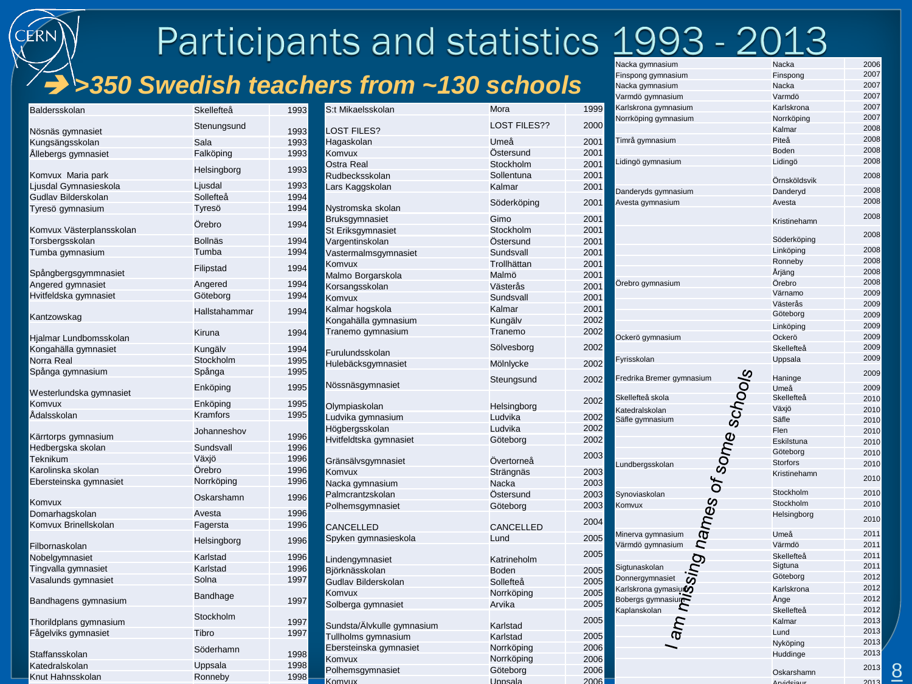# Participants and statistics 1993 - 2013

## ➔ >350 Swedish teachers from ~130 schools

| School | City | Year |
|---|---|---|
| Baldersskolan | Skellefteå | 1993 |
| Nösnäs gymnasiet | Stenungsund | 1993 |
| Kungsängsskolan | Sala | 1993 |
| Ållebergs gymnasiet | Falköping | 1993 |
| Komvux Maria park | Helsingborg | 1993 |
| Ljusdal Gymnasieskola | Ljusdal | 1993 |
| Gudlav Bilderskolan | Sollefteå | 1994 |
| Tyresö gymnasium | Tyresö | 1994 |
| Komvux Västerplansskolan | Örebro | 1994 |
| Torsbergsskolan | Bollnäs | 1994 |
| Tumba gymnasium | Tumba | 1994 |
| Spångbergsgymmnasiet | Filipstad | 1994 |
| Angered gymnasiet | Angered | 1994 |
| Hvitfeldska gymnasiet | Göteborg | 1994 |
| Kantzowskag | Hallstahammar | 1994 |
| Hjalmar Lundbomsskolan | Kiruna | 1994 |
| Kongahälla gymnasiet | Kungälv | 1994 |
| Norra Real | Stockholm | 1995 |
| Spånga gymnasium | Spånga | 1995 |
| Westerlundska gymnasiet | Enköping | 1995 |
| Komvux | Enköping | 1995 |
| Ådalsskolan | Kramfors | 1995 |
| Kärrtorps gymnasium | Johanneshov | 1996 |
| Hedbergska skolan | Sundsvall | 1996 |
| Teknikum | Växjö | 1996 |
| Karolinska skolan | Örebro | 1996 |
| Ebersteinska gymnasiet | Norrköping | 1996 |
| Komvux | Oskarshamn | 1996 |
| Domarhagskolan | Avesta | 1996 |
| Komvux Brinellskolan | Fagersta | 1996 |
| Filbornaskolan | Helsingborg | 1996 |
| Nobelgymnasiet | Karlstad | 1996 |
| Tingvalla gymnasiet | Karlstad | 1996 |
| Vasalunds gymnasiet | Solna | 1997 |
| Bandhagens gymnasium | Bandhage | 1997 |
| Thorildplans gymnasium | Stockholm | 1997 |
| Fågelviks gymnasiet | Tibro | 1997 |
| Staffansskolan | Söderhamn | 1998 |
| Katedralskolan | Uppsala | 1998 |
| Knut Hahnsskolan | Ronneby | 1998 |
| S:t Mikaelsskolan | Mora | 1999 |
| LOST FILES? | LOST FILES?? | 2000 |
| Hagaskolan | Umeå | 2001 |
| Komvux | Östersund | 2001 |
| Ostra Real | Stockholm | 2001 |
| Rudbecksskolan | Sollentuna | 2001 |
| Lars Kaggskolan | Kalmar | 2001 |
| Nystromska skolan | Söderköping | 2001 |
| Bruksgymnasiet | Gimo | 2001 |
| St Eriksgymnasiet | Stockholm | 2001 |
| Vargentinskolan | Östersund | 2001 |
| Vastermalmsgymnasiet | Sundsvall | 2001 |
| Komvux | Trollhättan | 2001 |
| Malmo Borgarskola | Malmö | 2001 |
| Korsangsskolan | Västerås | 2001 |
| Komvux | Sundsvall | 2001 |
| Kalmar hogskola | Kalmar | 2001 |
| Kongahälla gymnasium | Kungälv | 2002 |
| Tranemo gymnasium | Tranemo | 2002 |
| Furulundsskolan | Sölvesborg | 2002 |
| Hulebäcksgymnasiet | Mölnlycke | 2002 |
| Nössnäsgymnasiet | Steungsund | 2002 |
| Olympiaskolan | Helsingborg | 2002 |
| Ludvika gymnasium | Ludvika | 2002 |
| Högbergsskolan | Ludvika | 2002 |
| Hvitfeldtska gymnasiet | Göteborg | 2002 |
| Gränsälvsgymnasiet | Övertorneå | 2003 |
| Komvux | Strängnäs | 2003 |
| Nacka gymnasium | Nacka | 2003 |
| Palmcrantzskolan | Östersund | 2003 |
| Polhemsgymnasiet | Göteborg | 2003 |
| CANCELLED | CANCELLED | 2004 |
| Spyken gymnasieskola | Lund | 2005 |
| Lindengymnasiet | Katrineholm | 2005 |
| Björknässkolan | Boden | 2005 |
| Gudlav Bilderskolan | Sollefteå | 2005 |
| Komvux | Norrköping | 2005 |
| Solberga gymnasiet | Arvika | 2005 |
| Sundsta/Älvkulle gymnasium | Karlstad | 2005 |
| Tullholms gymnasium | Karlstad | 2005 |
| Ebersteinska gymnasiet | Norrköping | 2006 |
| Komvux | Norrköping | 2006 |
| Polhemsgymnasiet | Göteborg | 2006 |
| Komvux | Uppsala | 2006 |
| Nacka gymnasium | Nacka | 2006 |
| Finspong gymnasium | Finspong | 2007 |
| Nacka gymnasium | Nacka | 2007 |
| Varmdö gymnasium | Varmdö | 2007 |
| Karlskrona gymnasium | Karlskrona | 2007 |
| Norrköping gymnasium | Norrköping | 2007 |
| | Kalmar | 2008 |
| Timrå gymnasium | Piteå | 2008 |
| | Boden | 2008 |
| Lidingö gymnasium | Lidingö | 2008 |
| | Örnsköldsvik | 2008 |
| Danderyds gymnasium | Danderyd | 2008 |
| Avesta gymnasium | Avesta | 2008 |
| | Kristinehamn | 2008 |
| | Söderköping | 2008 |
| | Linköping | 2008 |
| | Ronneby | 2008 |
| | Årjäng | 2008 |
| Örebro gymnasium | Örebro | 2008 |
| | Värnamo | 2009 |
| | Västerås | 2009 |
| | Göteborg | 2009 |
| | Linköping | 2009 |
| Ockerö gymnasium | Ockerö | 2009 |
| | Skellefteå | 2009 |
| Fyrisskolan | Uppsala | 2009 |
| Fredrika Bremer gymnasium | Haninge | 2009 |
| | Umeå | 2009 |
| Skellefteå skola | Skellefteå | 2010 |
| Katedralskolan | Växjö | 2010 |
| Säfle gymnasium | Säfle | 2010 |
| | Flen | 2010 |
| | Eskilstuna | 2010 |
| | Göteborg | 2010 |
| Lundbergsskolan | Storfors | 2010 |
| | Kristinehamn | 2010 |
| Synoviaskolan | Stockholm | 2010 |
| Komvux | Stockholm | 2010 |
| | Helsingborg | 2010 |
| Minerva gymnasium | Umeå | 2011 |
| Värmdö gymnasium | Värmdö | 2011 |
| | Skellefteå | 2011 |
| Sigtunaskolan | Sigtuna | 2011 |
| Donnergymnasiet | Göteborg | 2012 |
| Karlskrona gymasium | Karlskrona | 2012 |
| Bobergs gymnasium | Ånge | 2012 |
| Kaplanskolan | Skellefteå | 2012 |
| | Kalmar | 2013 |
| | Lund | 2013 |
| | Nyköping | 2013 |
| | Huddinge | 2013 |
| | Oskarshamn | 2013 |
| | Arvidsjaur | 2013 |

*I am missing names of some schools*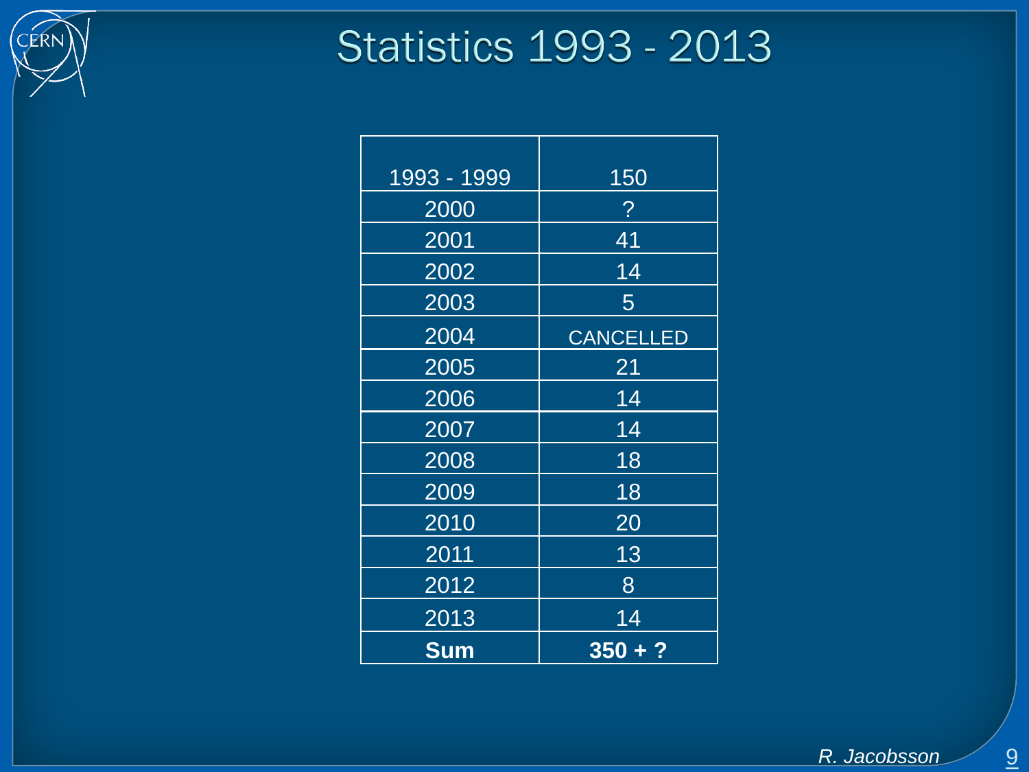# Statistics 1993 - 2013

| | |
|---|---|
| 1993 - 1999 | 150 |
| 2000 | ? |
| 2001 | 41 |
| 2002 | 14 |
| 2003 | 5 |
| 2004 | CANCELLED |
| 2005 | 21 |
| 2006 | 14 |
| 2007 | 14 |
| 2008 | 18 |
| 2009 | 18 |
| 2010 | 20 |
| 2011 | 13 |
| 2012 | 8 |
| 2013 | 14 |
| **Sum** | **350 + ?** |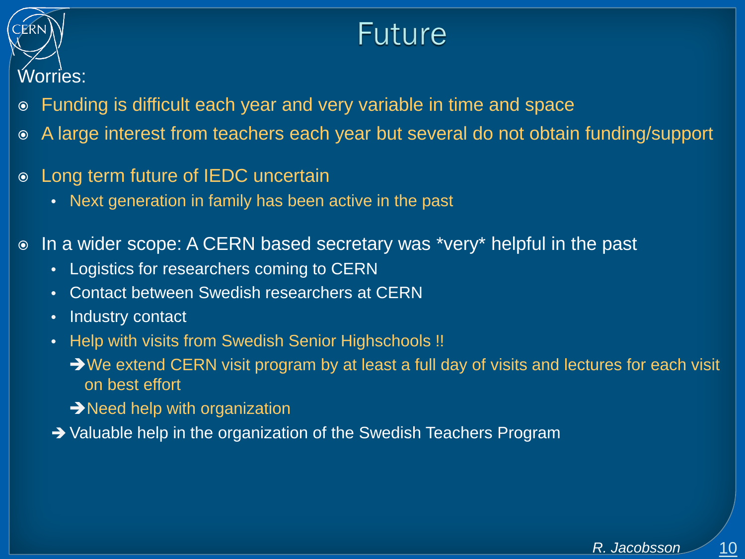# Future

Worries:

- Funding is difficult each year and very variable in time and space
- A large interest from teachers each year but several do not obtain funding/support
- Long term future of IEDC uncertain
  - Next generation in family has been active in the past
- In a wider scope: A CERN based secretary was *very* helpful in the past
  - Logistics for researchers coming to CERN
  - Contact between Swedish researchers at CERN
  - Industry contact
  - Help with visits from Swedish Senior Highschools !!
    - ➔We extend CERN visit program by at least a full day of visits and lectures for each visit on best effort
    - ➔Need help with organization
  - ➔ Valuable help in the organization of the Swedish Teachers Program

*R. Jacobsson*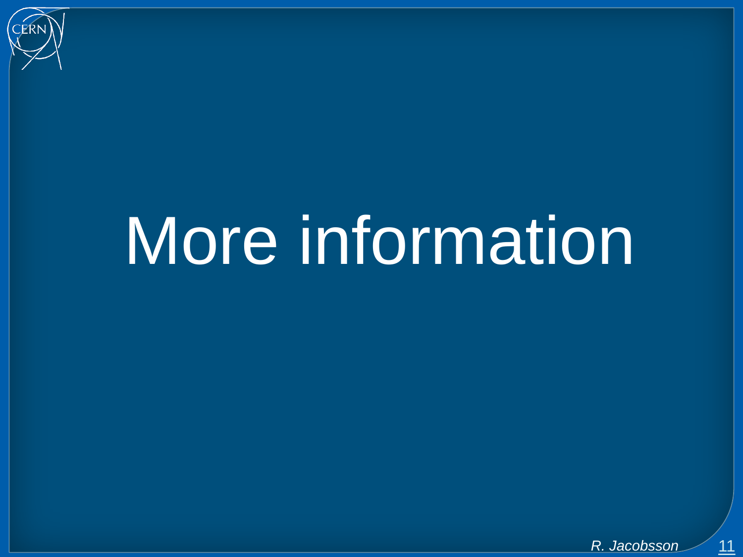# More information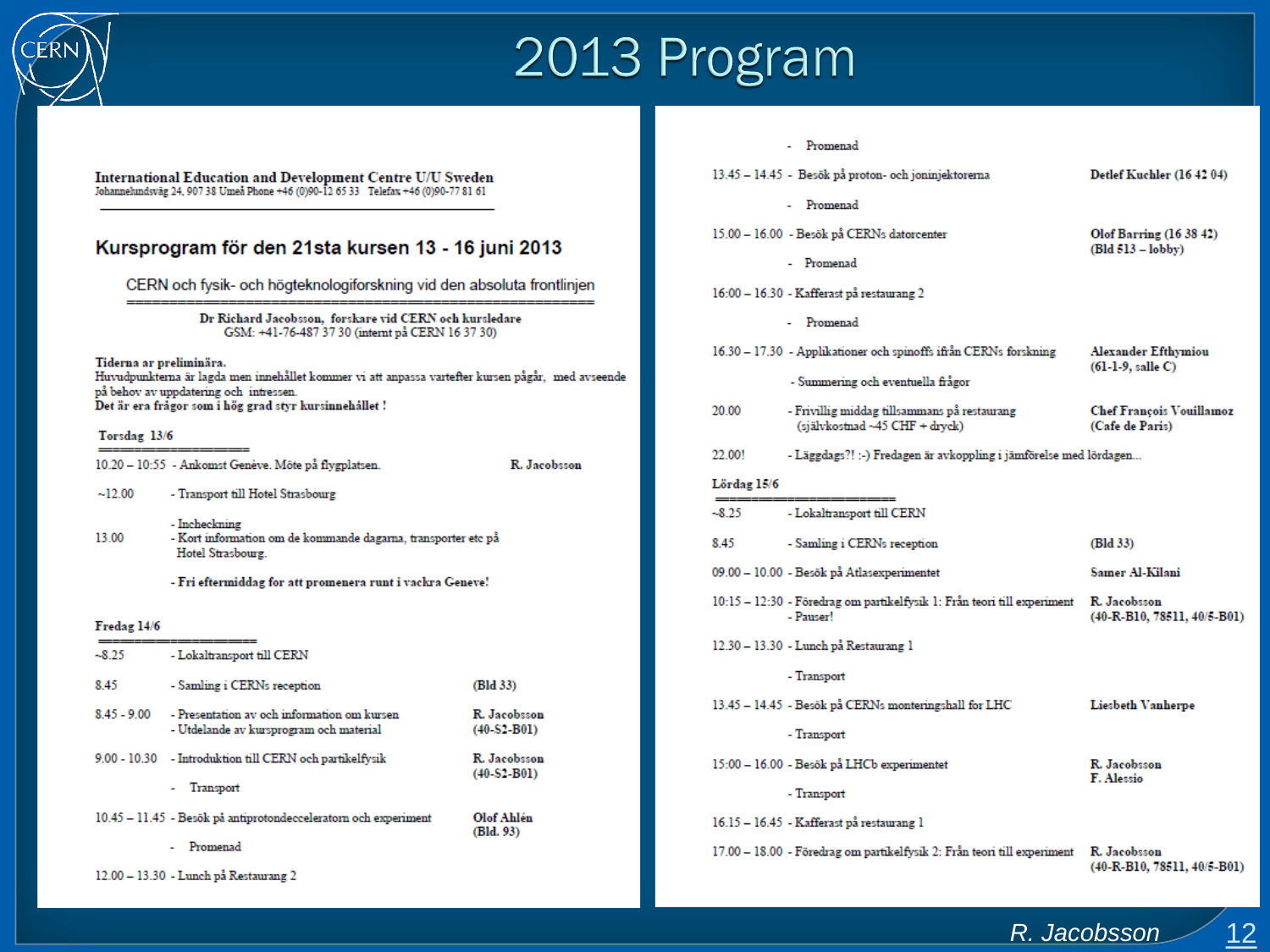# 2013 Program

**International Education and Development Centre U/U Sweden**
Johannelundsväg 24, 907 38 Umeå Phone +46 (0)90-12 65 33 Telefax +46 (0)90-77 81 61

## Kursprogram för den 21sta kursen 13 - 16 juni 2013

CERN och fysik- och högteknologiforskning vid den absoluta frontlinjen

**Dr Richard Jacobsson, forskare vid CERN och kursledare**
GSM: +41-76-487 37 30 (internt på CERN 16 37 30)

**Tiderna ar preliminära.**
Huvudpunkterna är lagda men innehållet kommer vi att anpassa varteftter kursen pågår, med avseende på behov av uppdatering och intressen.
**Det är era frågor som i hög grad styr kursinnehållet !**

**Torsdag 13/6**

| Tid | Aktivitet | Ansvarig |
|---|---|---|
| 10.20 – 10:55 | - Ankomst Genève. Möte på flygplatsen. | **R. Jacobsson** |
| ~12.00 | - Transport till Hotel Strasbourg | |
| 13.00 | - Incheckning<br>- Kort information om de kommande dagarna, transporter etc på Hotel Strasbourg. | |
| | **- Fri eftermiddag for att promenera runt i vackra Geneve!** | |

**Fredag 14/6**

| Tid | Aktivitet | Ansvarig |
|---|---|---|
| ~8.25 | - Lokaltransport till CERN | |
| 8.45 | - Samling i CERNs reception | **(Bld 33)** |
| 8.45 - 9.00 | - Presentation av och information om kursen<br>- Utdelande av kursprogram och material | **R. Jacobsson (40-S2-B01)** |
| 9.00 - 10.30 | - Introduktion till CERN och partikelfysik | **R. Jacobsson (40-S2-B01)** |
| | - Transport | |
| 10.45 – 11.45 | - Besök på antiprotondecceleratorn och experiment | **Olof Ahlén (Bld. 93)** |
| | - Promenad | |
| 12.00 – 13.30 | - Lunch på Restaurang 2 | |
| | - Promenad | |
| 13.45 – 14.45 | - Besök på proton- och joninjektorerna | **Detlef Kuchler (16 42 04)** |
| | - Promenad | |
| 15.00 – 16.00 | - Besök på CERNs datorcenter | **Olof Barring (16 38 42) (Bld 513 – lobby)** |
| | - Promenad | |
| 16:00 – 16.30 | - Kafferast på restaurang 2 | |
| | - Promenad | |
| 16.30 – 17.30 | - Applikationer och spinoffs ifrån CERNs forskning | **Alexander Efthymiou (61-1-9, salle C)** |
| | - Summering och eventuella frågor | |
| 20.00 | - Frivillig middag tillsammans på restaurang (självkostnad ~45 CHF + dryck) | **Chef François Vouillamoz (Cafe de Paris)** |
| 22.00! | - Läggdags?! :-) Fredagen är avkoppling i jämförelse med lördagen... | |

**Lördag 15/6**

| Tid | Aktivitet | Ansvarig |
|---|---|---|
| ~8.25 | - Lokaltransport till CERN | |
| 8.45 | - Samling i CERNs reception | **(Bld 33)** |
| 09.00 – 10.00 | - Besök på Atlasexperimentet | **Samer Al-Kilani** |
| 10:15 – 12:30 | - Föredrag om partikelfysik 1: Från teori till experiment<br>- Pauser! | **R. Jacobsson (40-R-B10, 78511, 40/5-B01)** |
| 12.30 – 13.30 | - Lunch på Restaurang 1 | |
| | - Transport | |
| 13.45 – 14.45 | - Besök på CERNs monteringshall för LHC | **Liesbeth Vanherpe** |
| | - Transport | |
| 15:00 – 16.00 | - Besök på LHCb experimentet | **R. Jacobsson F. Alessio** |
| | - Transport | |
| 16.15 – 16.45 | - Kafferast på restaurang 1 | |
| 17.00 – 18.00 | - Föredrag om partikelfysik 2: Från teori till experiment | **R. Jacobsson (40-R-B10, 78511, 40/5-B01)** |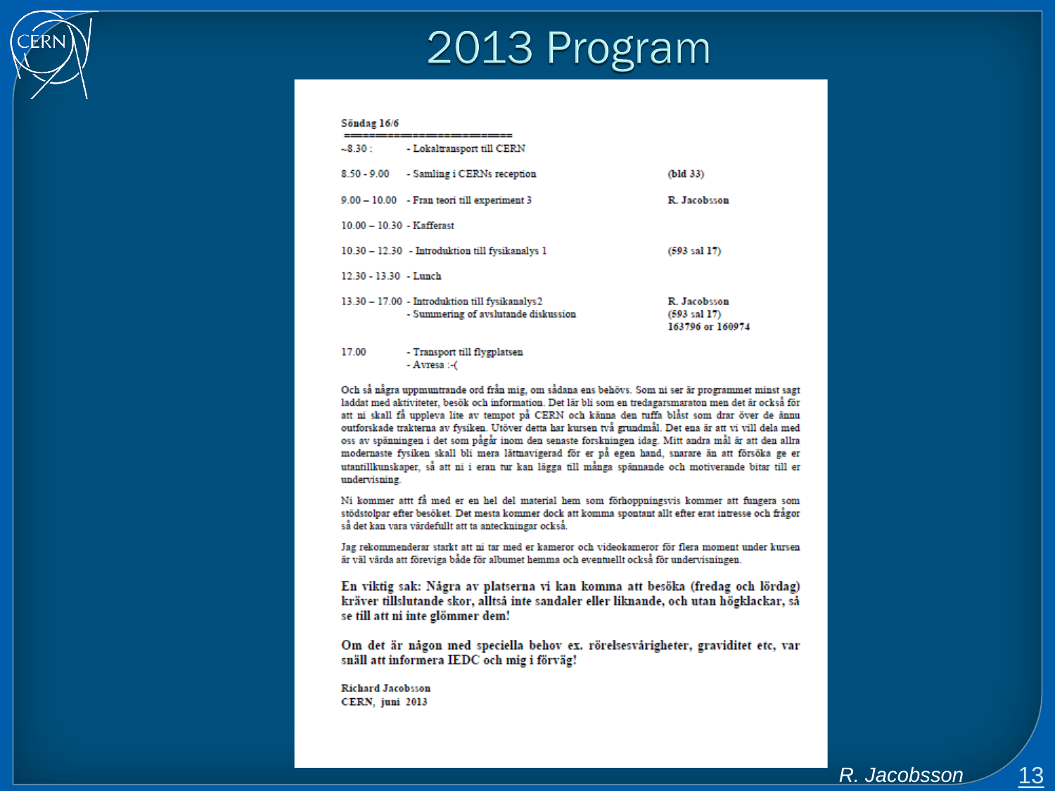# 2013 Program

**Söndag 16/6**

========================

| | | |
|---|---|---|
| ~8.30 : | - Lokaltransport till CERN | |
| 8.50 - 9.00 | - Samling i CERNs reception | (bld 33) |
| 9.00 – 10.00 | - Fran teori till experiment 3 | R. Jacobsson |
| 10.00 – 10.30 | - Kafferast | |
| 10.30 – 12.30 | - Introduktion till fysikanalys 1 | (593 sal 17) |
| 12.30 - 13.30 | - Lunch | |
| 13.30 – 17.00 | - Introduktion till fysikanalys 2<br>- Summering of avslutande diskussion | R. Jacobsson<br>(593 sal 17)<br>163796 or 160974 |
| 17.00 | - Transport till flygplatsen<br>- Avresa :-( | |

Och så några uppmuntrande ord från mig, om sådana ens behövs. Som ni ser är programmet minst sagt laddat med aktiviteter, besök och information. Det lär bli som en tredagarsmaraton men det är också för att ni skall få uppleva lite av tempot på CERN och känna den tuffa blåst som drar över de ännu outforskade trakterna av fysiken. Utöver detta har kursen två grundmål. Det ena är att vi vill dela med oss av spänningen i det som pågår inom den senaste forskningen idag. Mitt andra mål är att den allra modernaste fysiken skall bli mera lättnavigerad för er på egen hand, snarare än att försöka ge er utantillkunskaper, så att ni i eran tur kan lägga till många spännande och motiverande bitar till er undervisning.

Ni kommer attt få med er en hel del material hem som förhoppningsvis kommer att fungera som stödstolpar efter besöket. Det mesta kommer dock att komma spontant allt efter erat intresse och frågor så det kan vara värdefullt att ta anteckningar också.

Jag rekommenderar starkt att ni tar med er kameror och videokameror för flera moment under kursen är väl värda att föreviga både för albumet hemma och eventuellt också för undervisningen.

**En viktig sak: Några av platserna vi kan komma att besöka (fredag och lördag) kräver tillslutande skor, alltså inte sandaler eller liknande, och utan högklackar, så se till att ni inte glömmer dem!**

**Om det är någon med speciella behov ex. rörelsesvårigheter, graviditet etc, var snäll att informera IEDC och mig i förväg!**

**Richard Jacobsson**
**CERN, juni 2013**